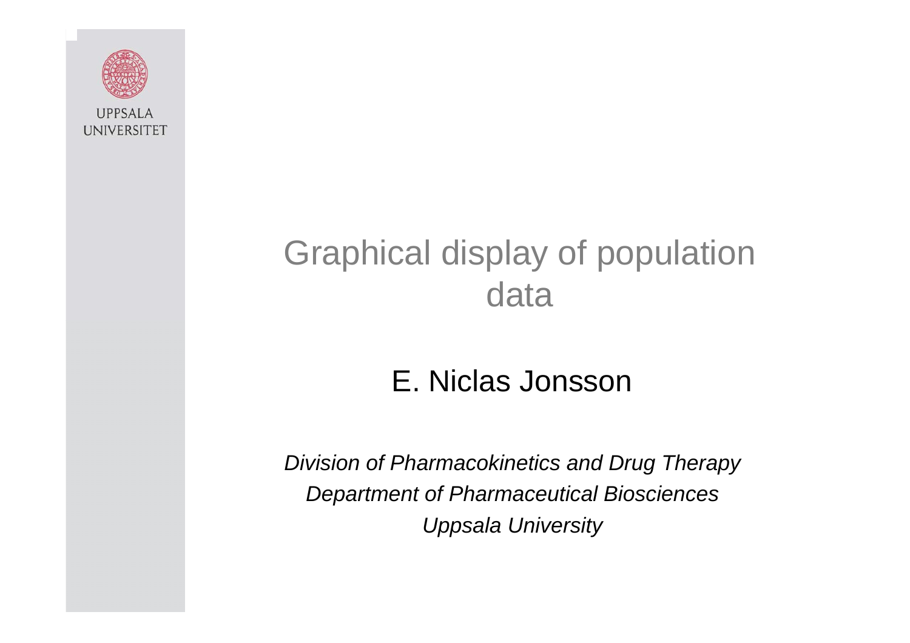UPPSALA UNIVERSITET

# Graphical display of population data

E. Niclas Jonsson

*Division of Pharmacokinetics and Drug Therapy*
*Department of Pharmaceutical Biosciences*
*Uppsala University*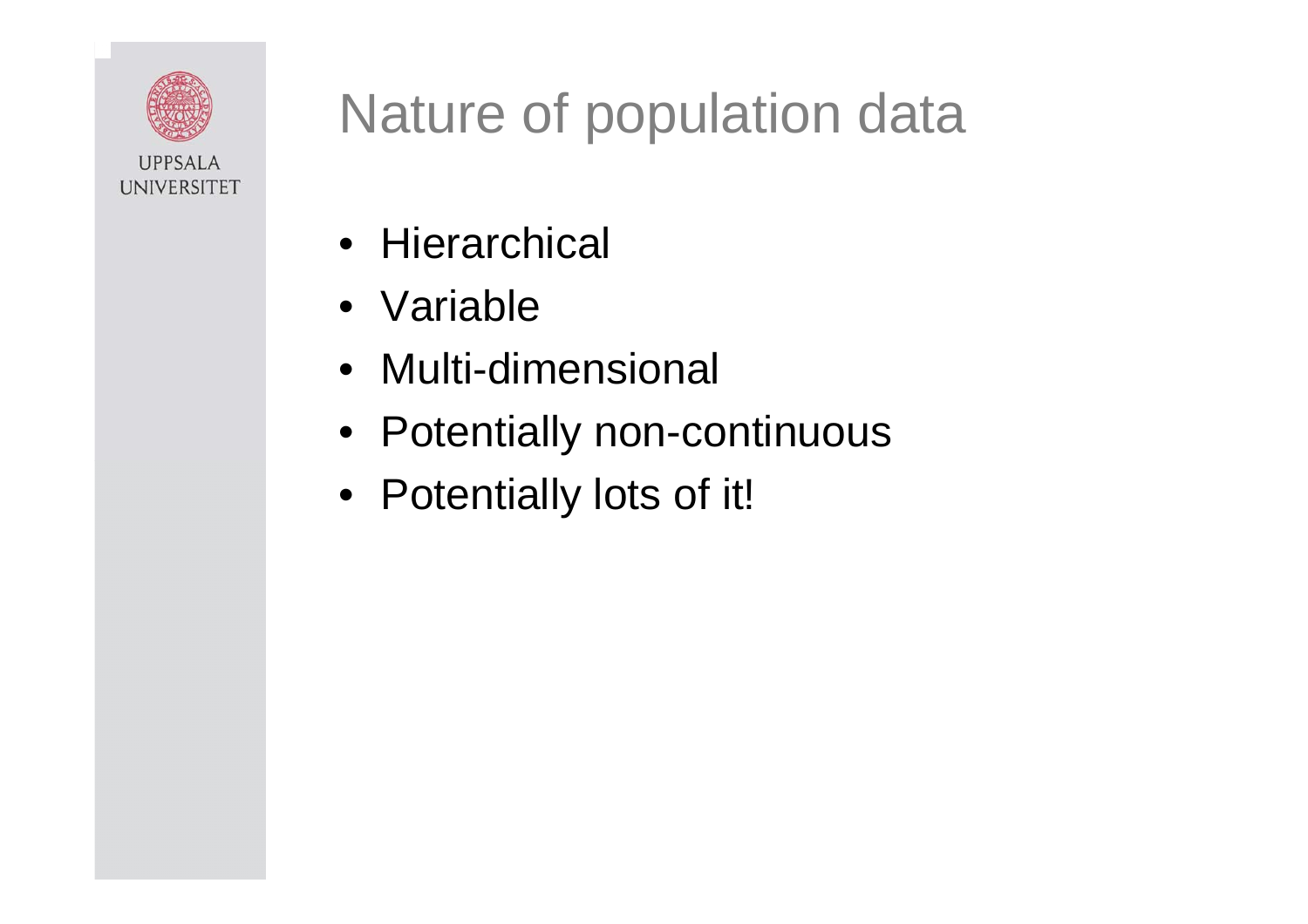# Nature of population data

- Hierarchical
- Variable
- Multi-dimensional
- Potentially non-continuous
- Potentially lots of it!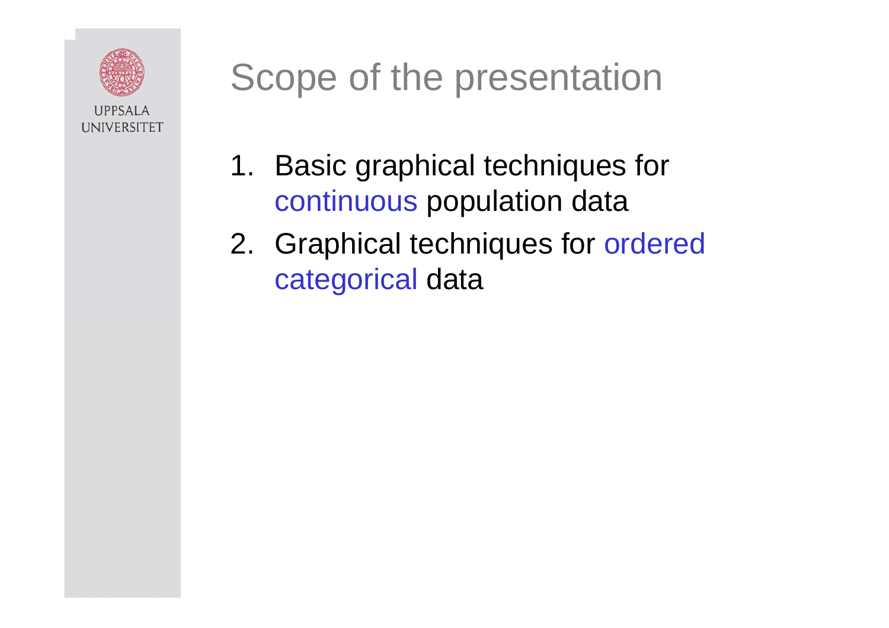# Scope of the presentation

1. Basic graphical techniques for continuous population data
2. Graphical techniques for ordered categorical data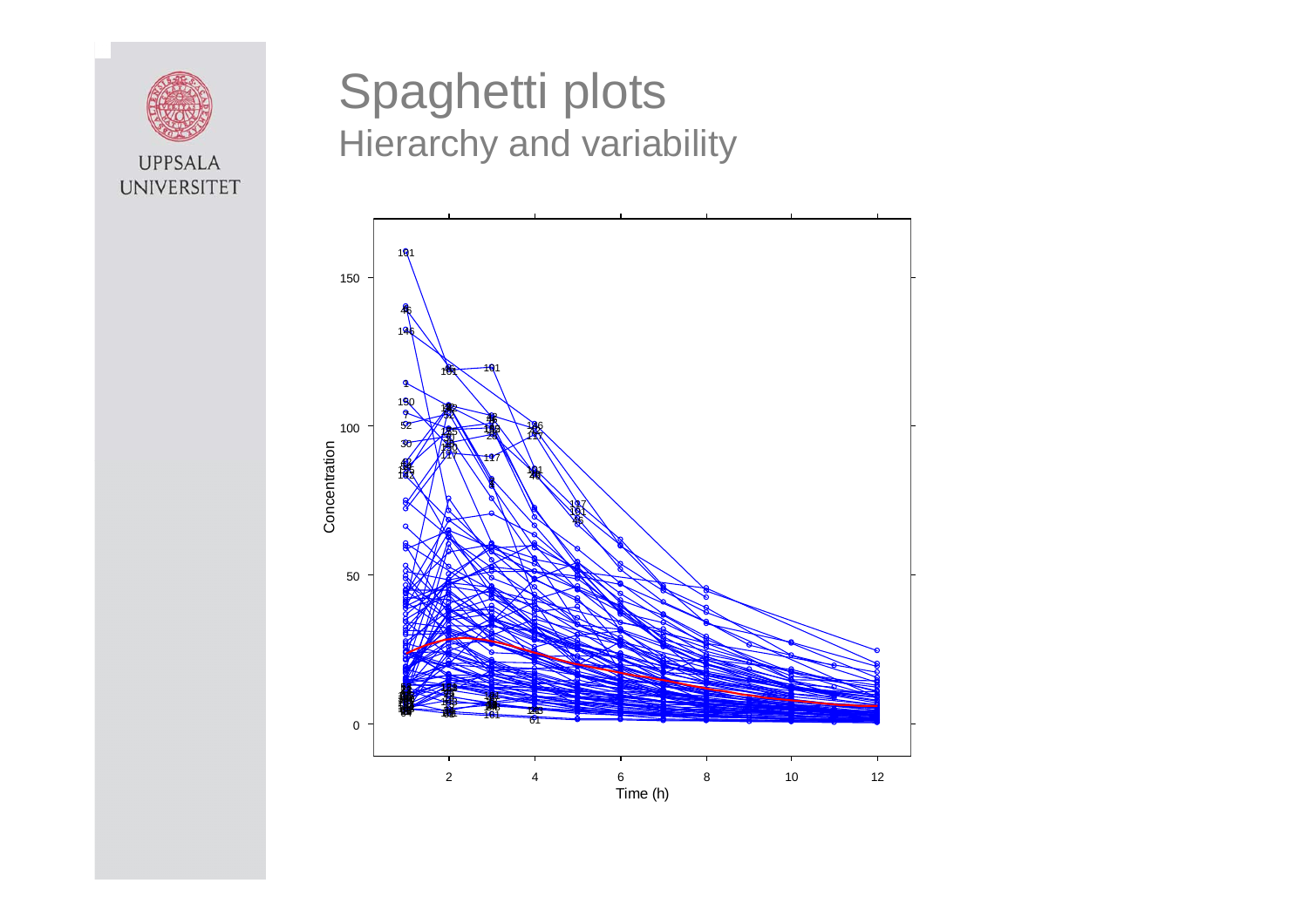# Spaghetti plots

## Hierarchy and variability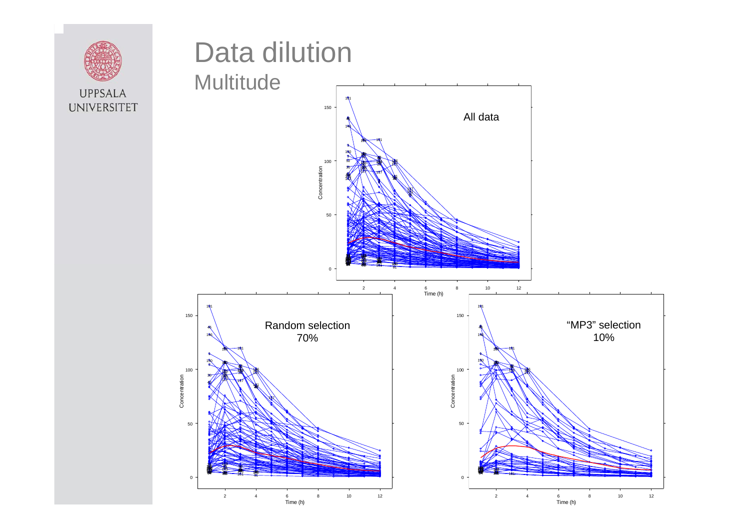# Data dilution

## Multitude

All data

Random selection 70%

"MP3" selection 10%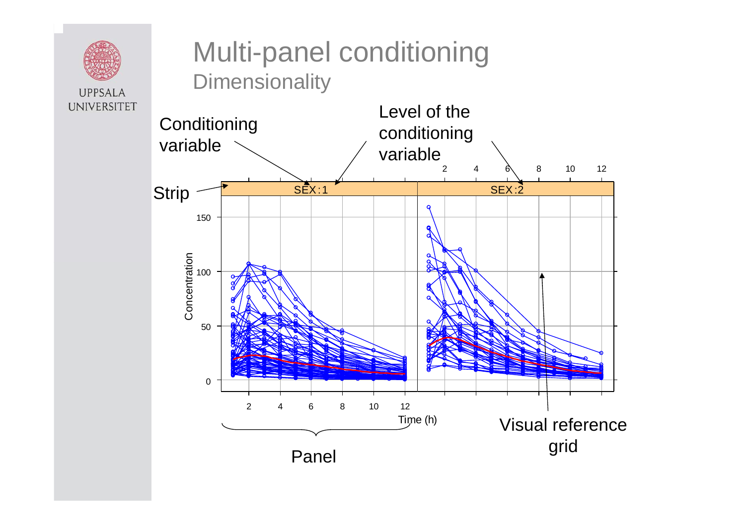# Multi-panel conditioning

## Dimensionality

Conditioning variable

Level of the conditioning variable

Strip

SEX:1

SEX:2

Concentration

Time (h)

Panel

Visual reference grid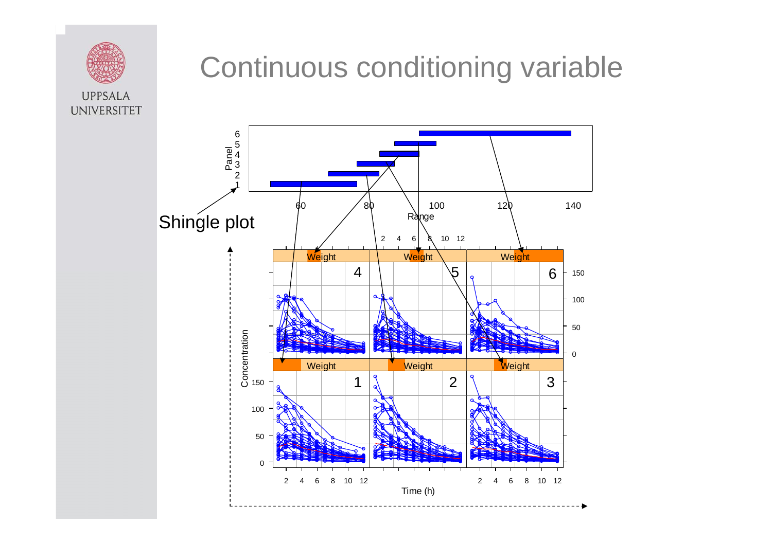# Continuous conditioning variable

Shingle plot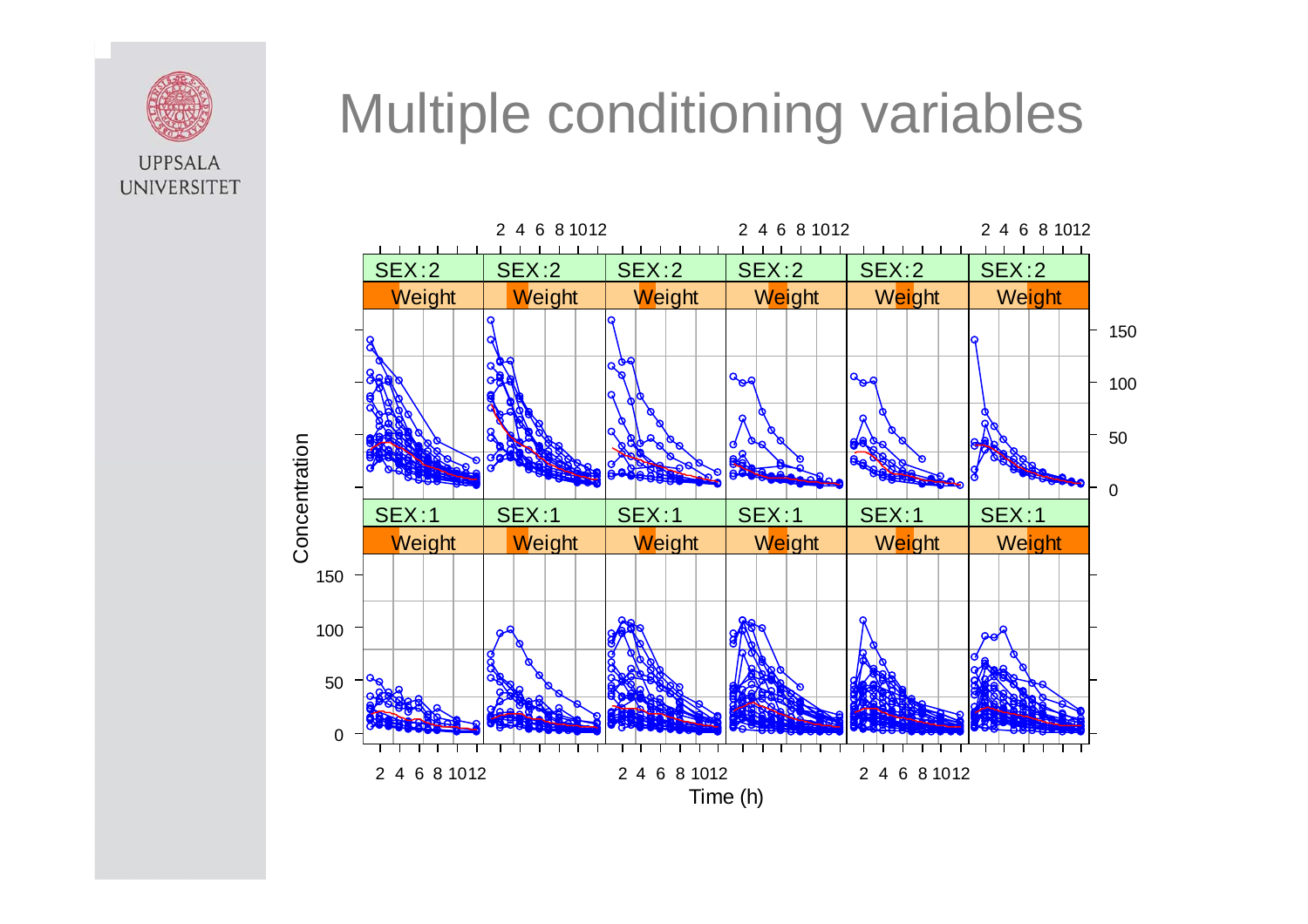# Multiple conditioning variables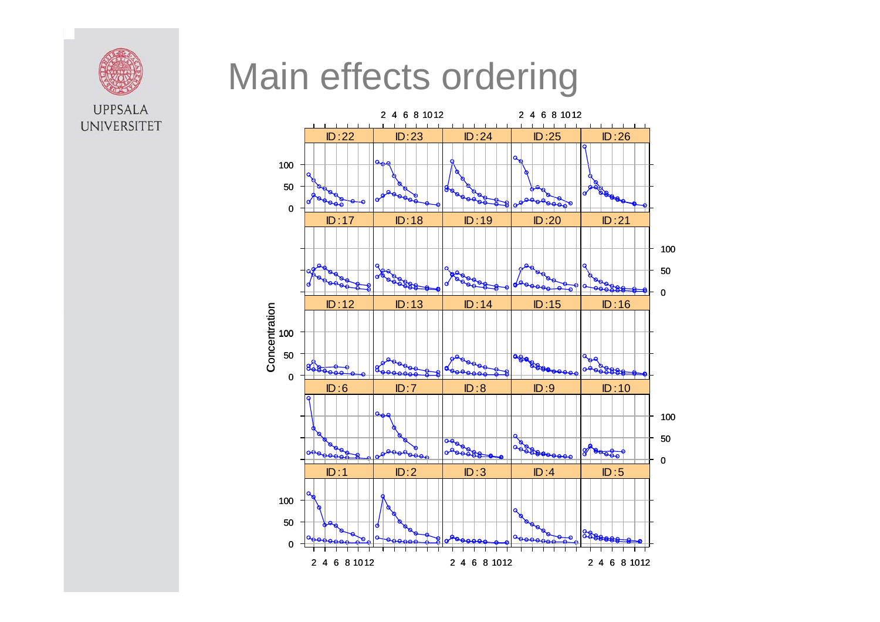# Main effects ordering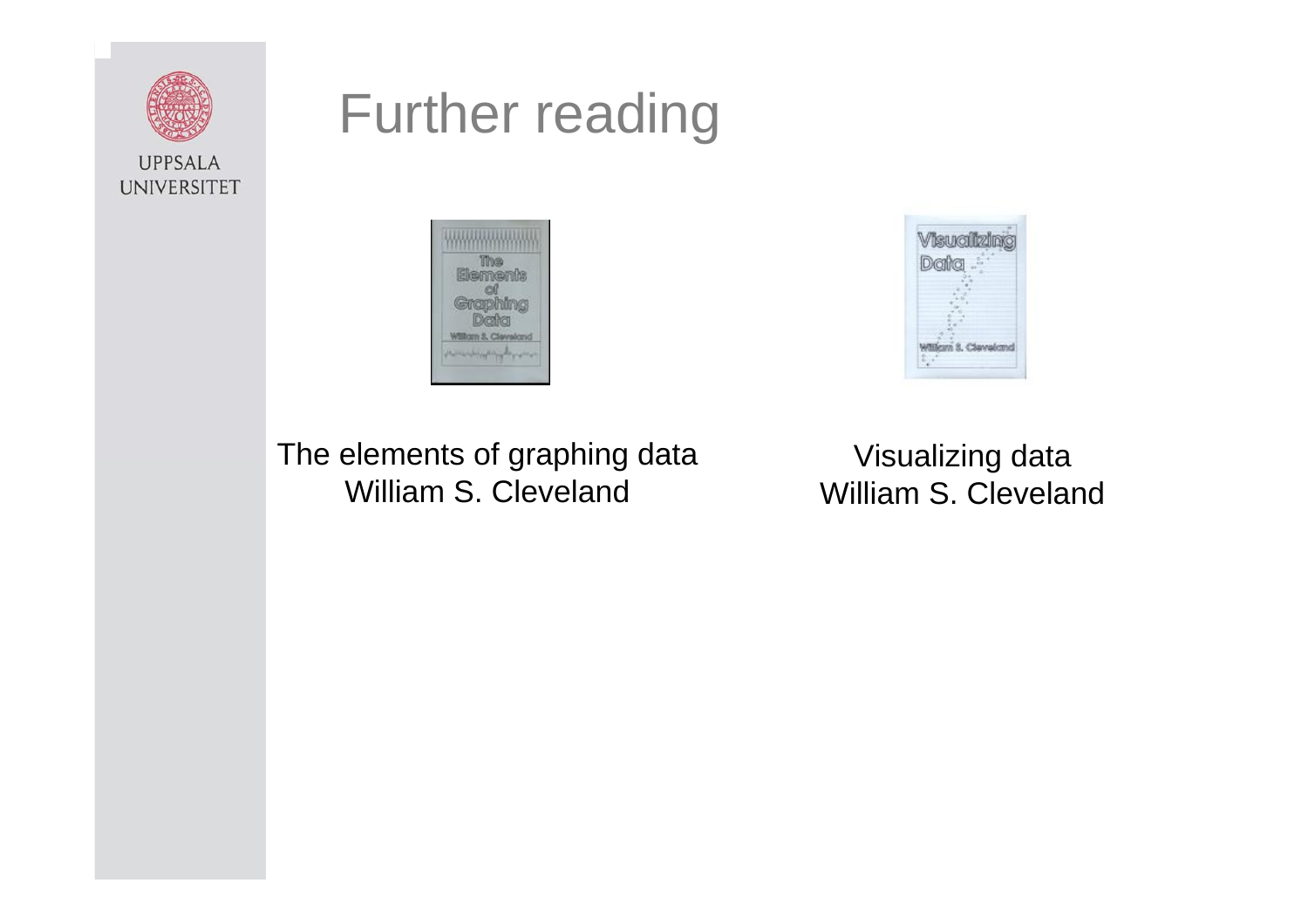# Further reading

The elements of graphing data
William S. Cleveland

Visualizing data
William S. Cleveland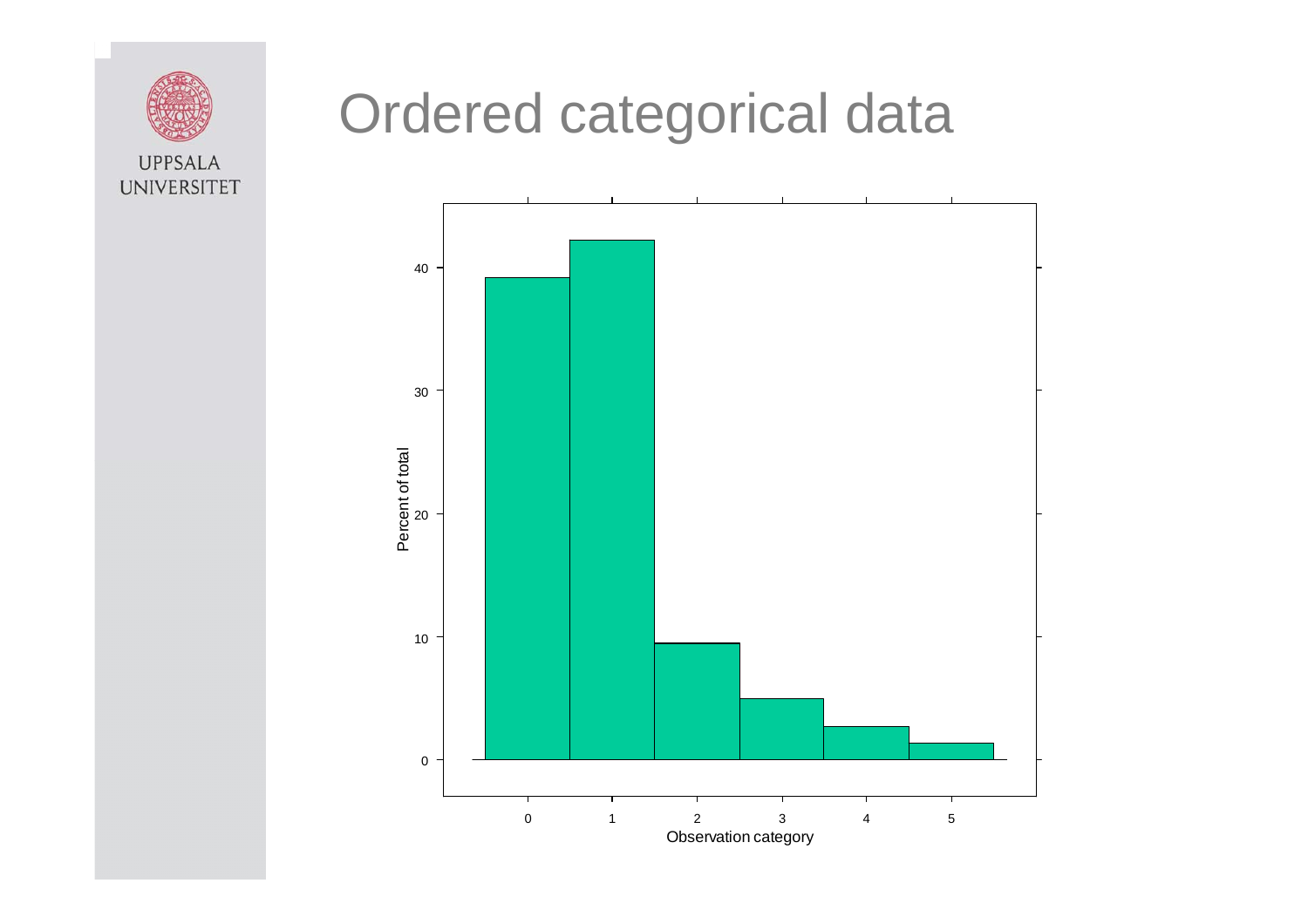# Ordered categorical data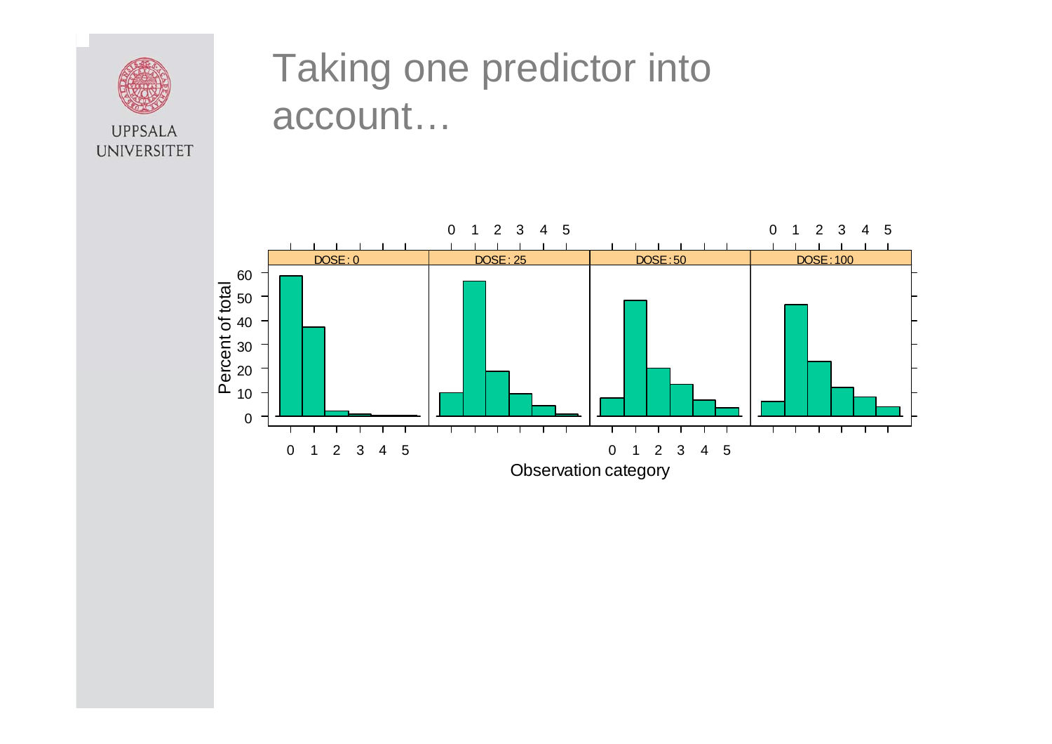# Taking one predictor into account…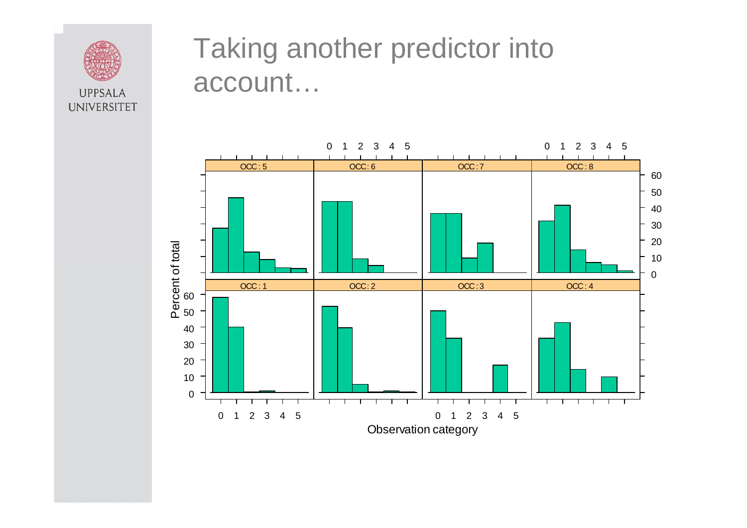# Taking another predictor into account…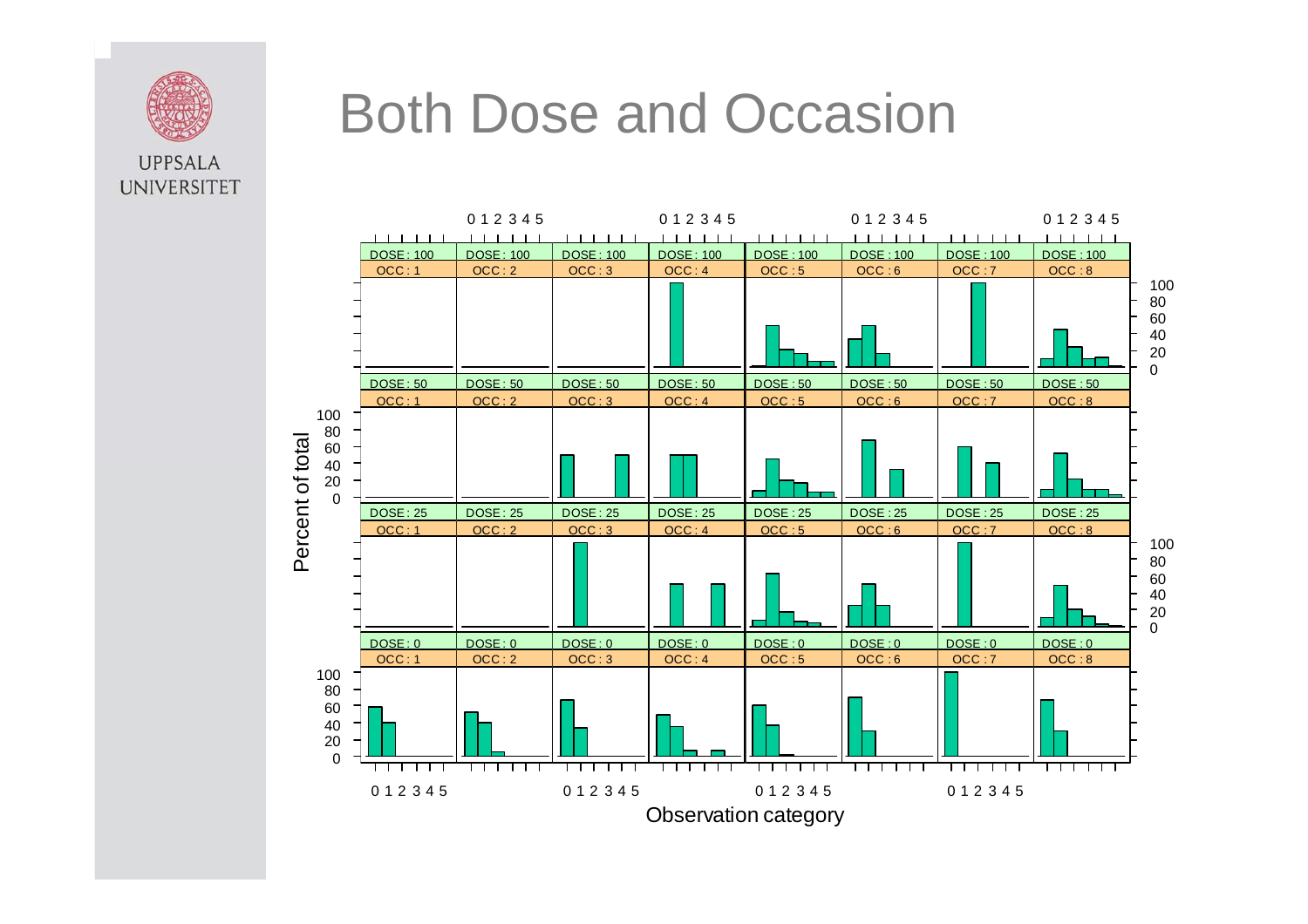# Both Dose and Occasion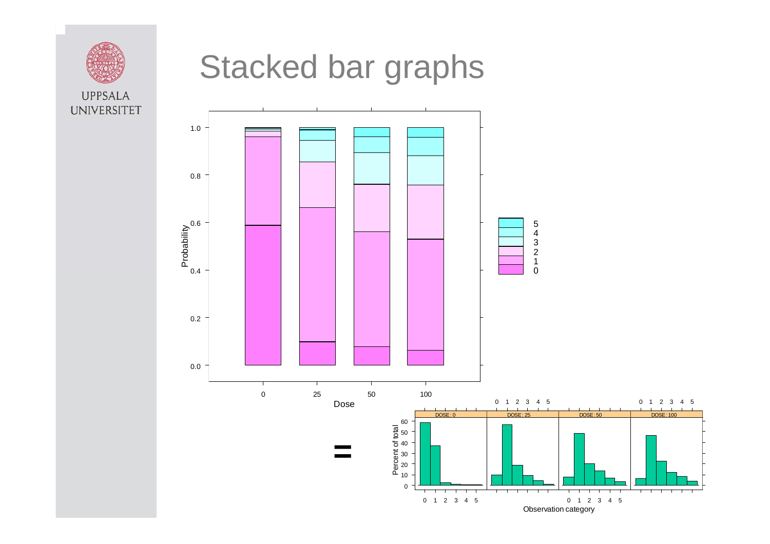# Stacked bar graphs

=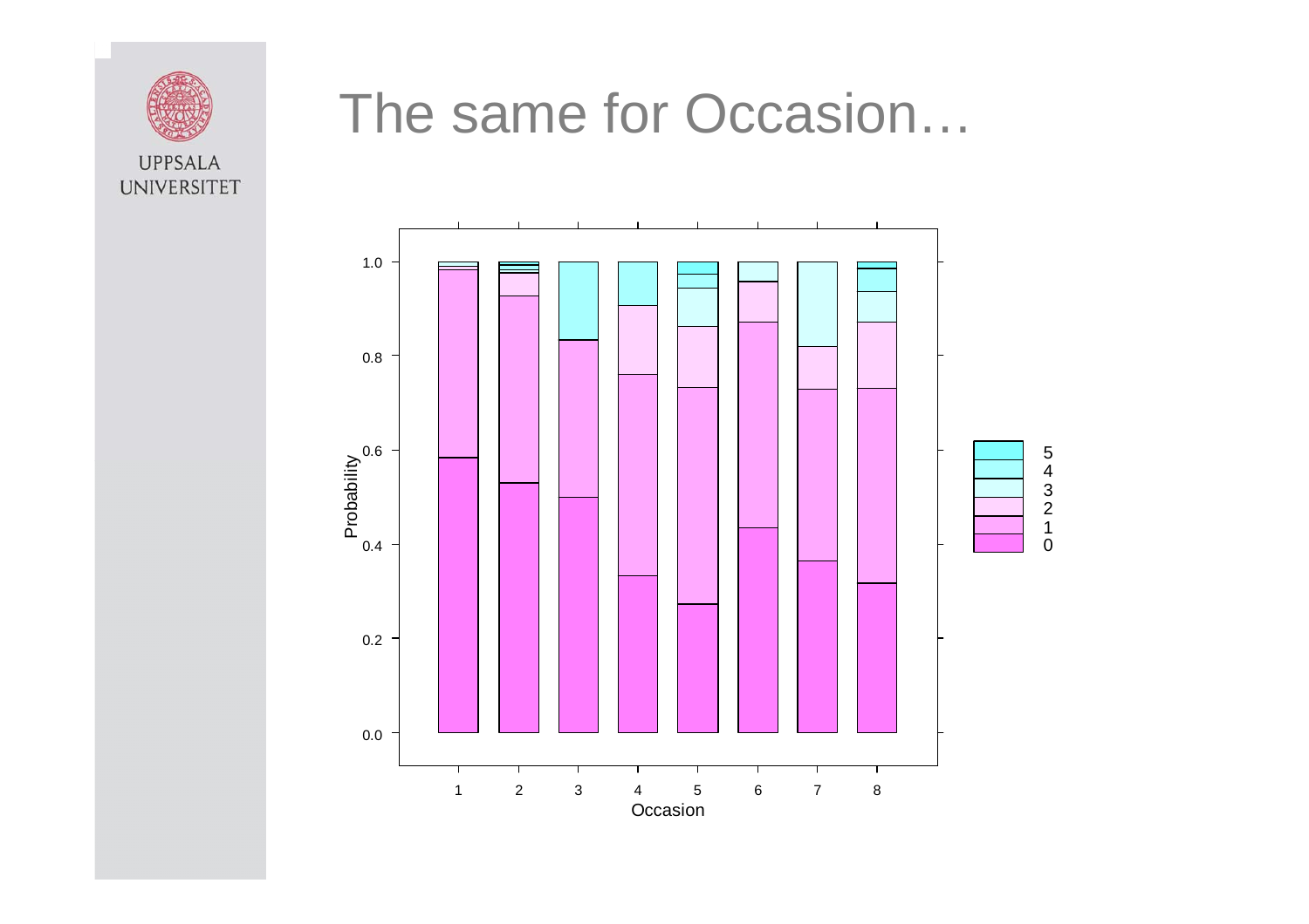# The same for Occasion…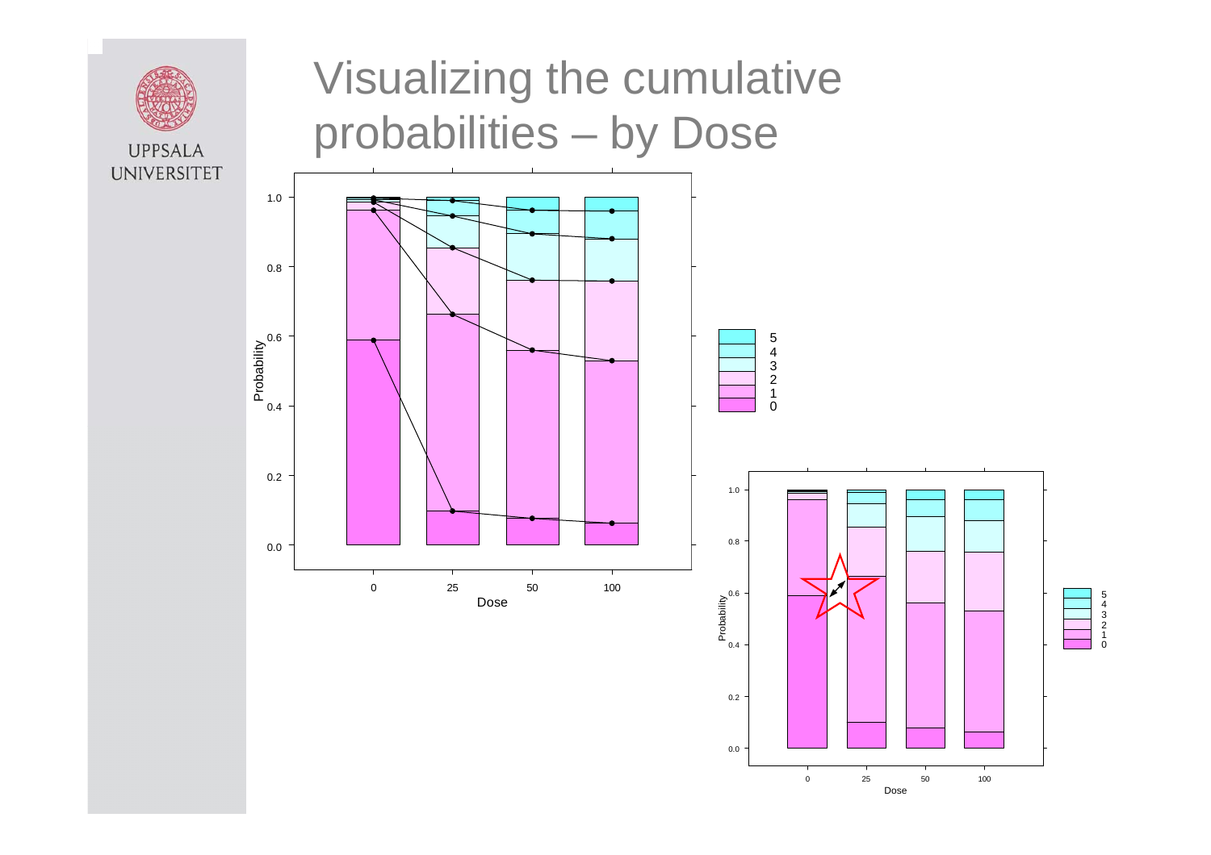# Visualizing the cumulative probabilities – by Dose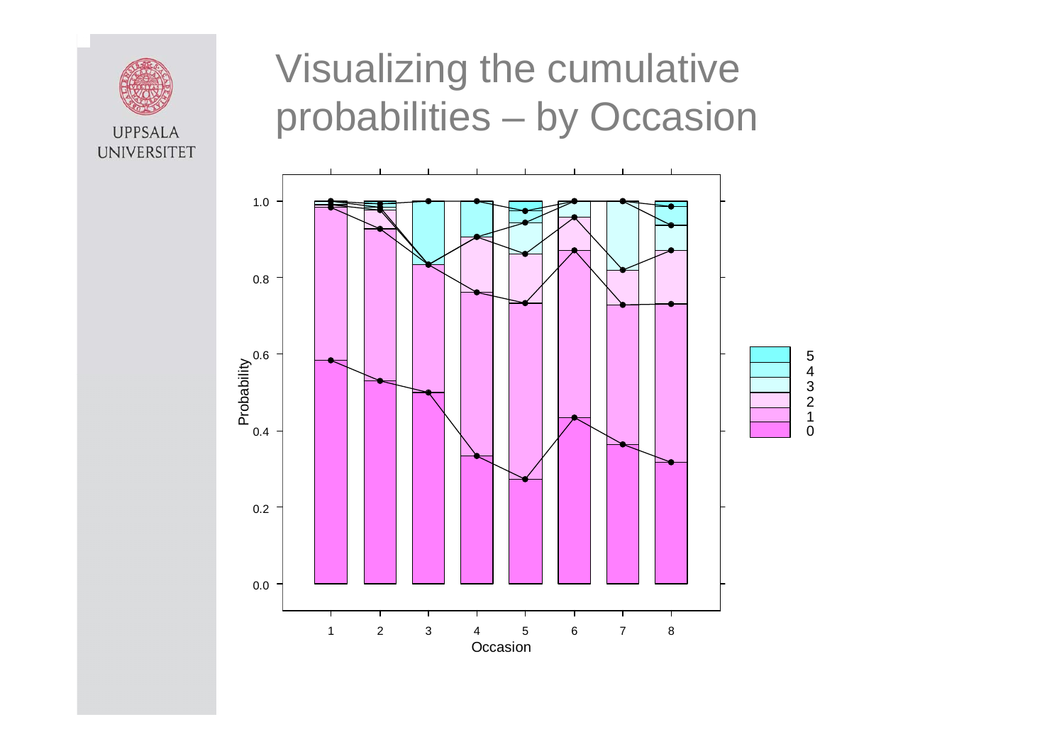# Visualizing the cumulative probabilities – by Occasion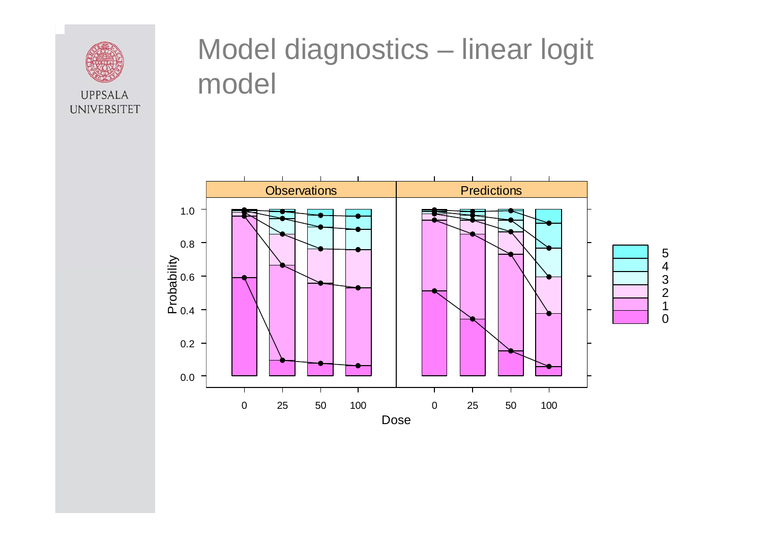# Model diagnostics – linear logit model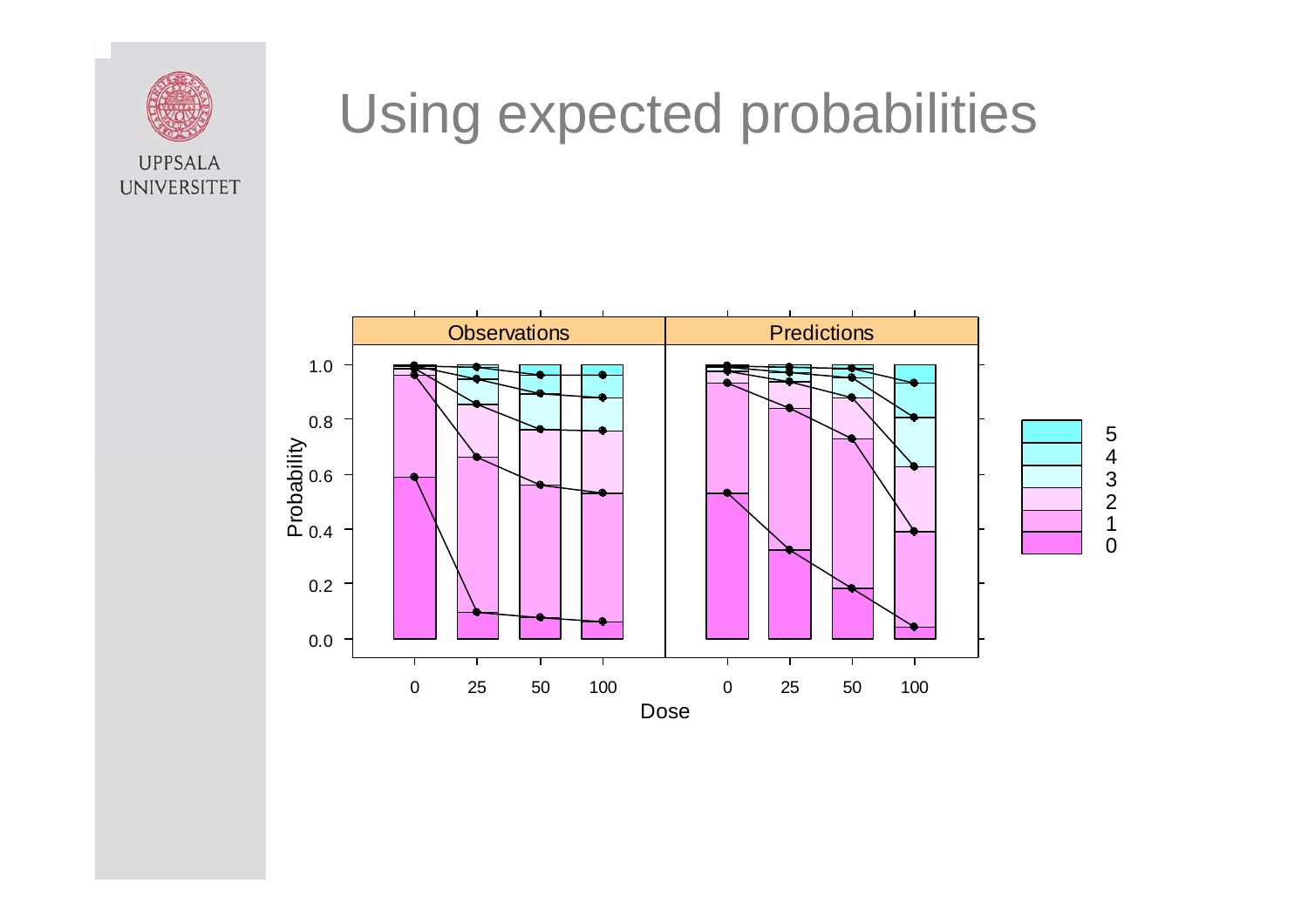# Using expected probabilities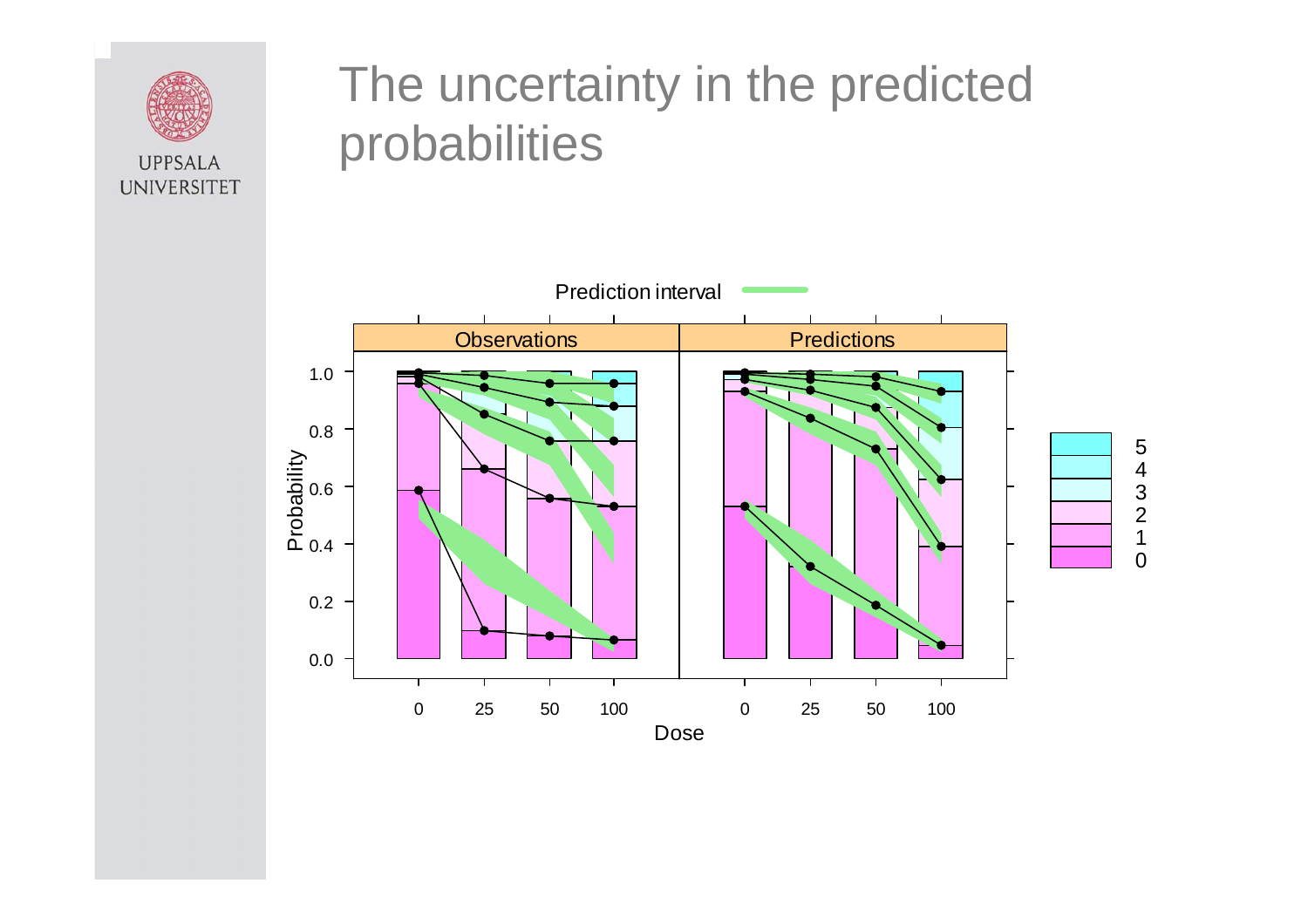# The uncertainty in the predicted probabilities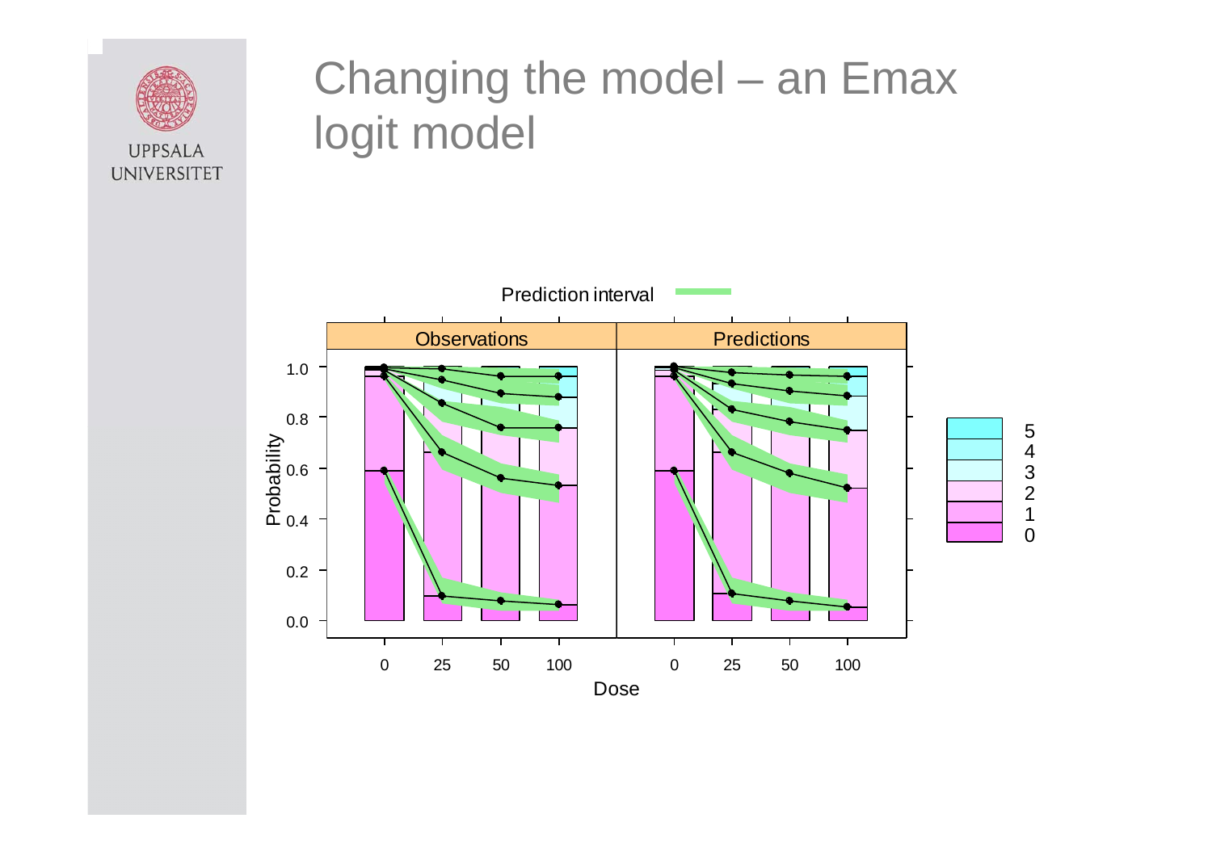# Changing the model – an Emax logit model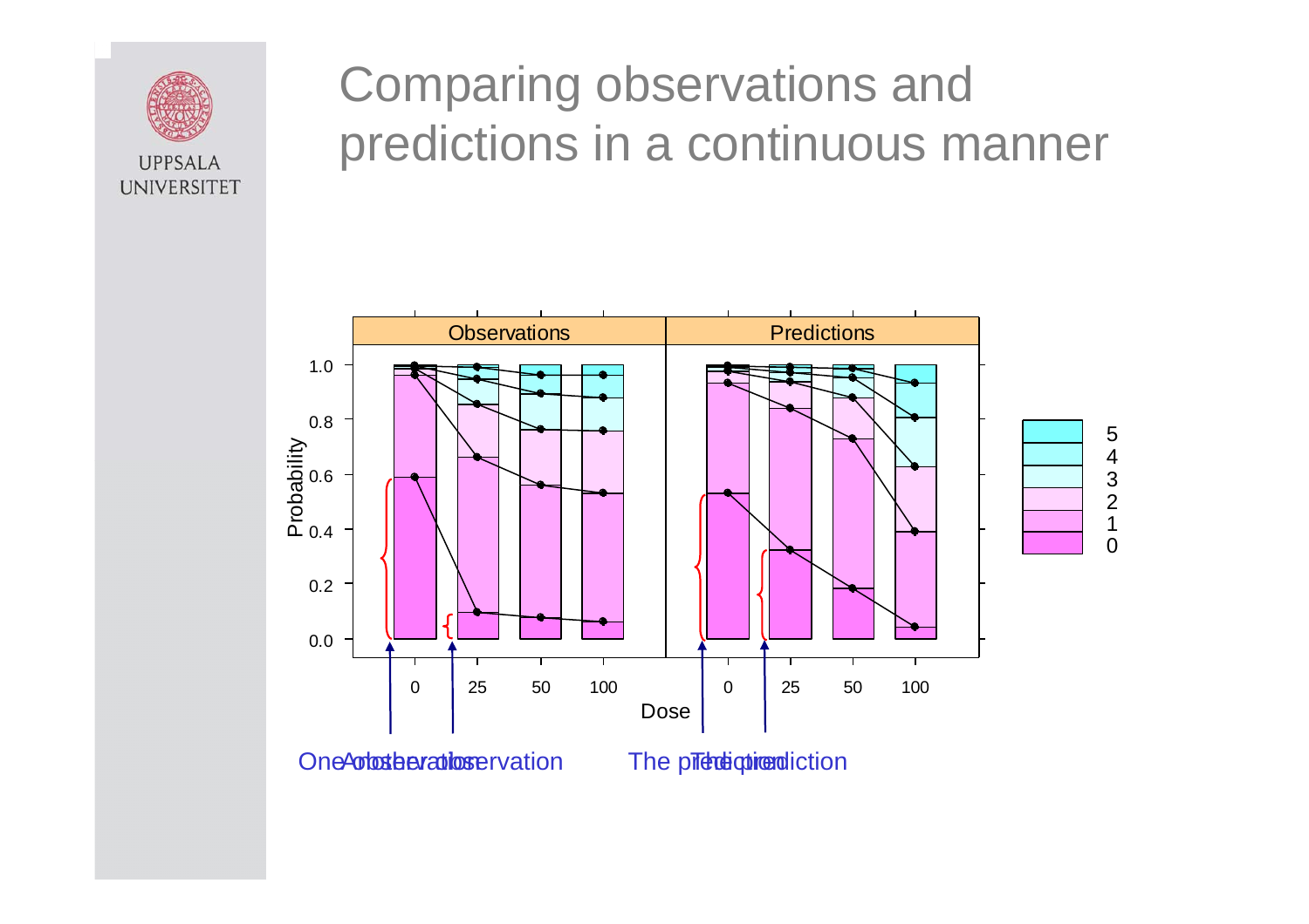# Comparing observations and predictions in a continuous manner

Observations | Predictions

Probability

Dose: 0, 25, 50, 100

Legend: 5, 4, 3, 2, 1, 0

One observation / Another observation

The prediction / The prediction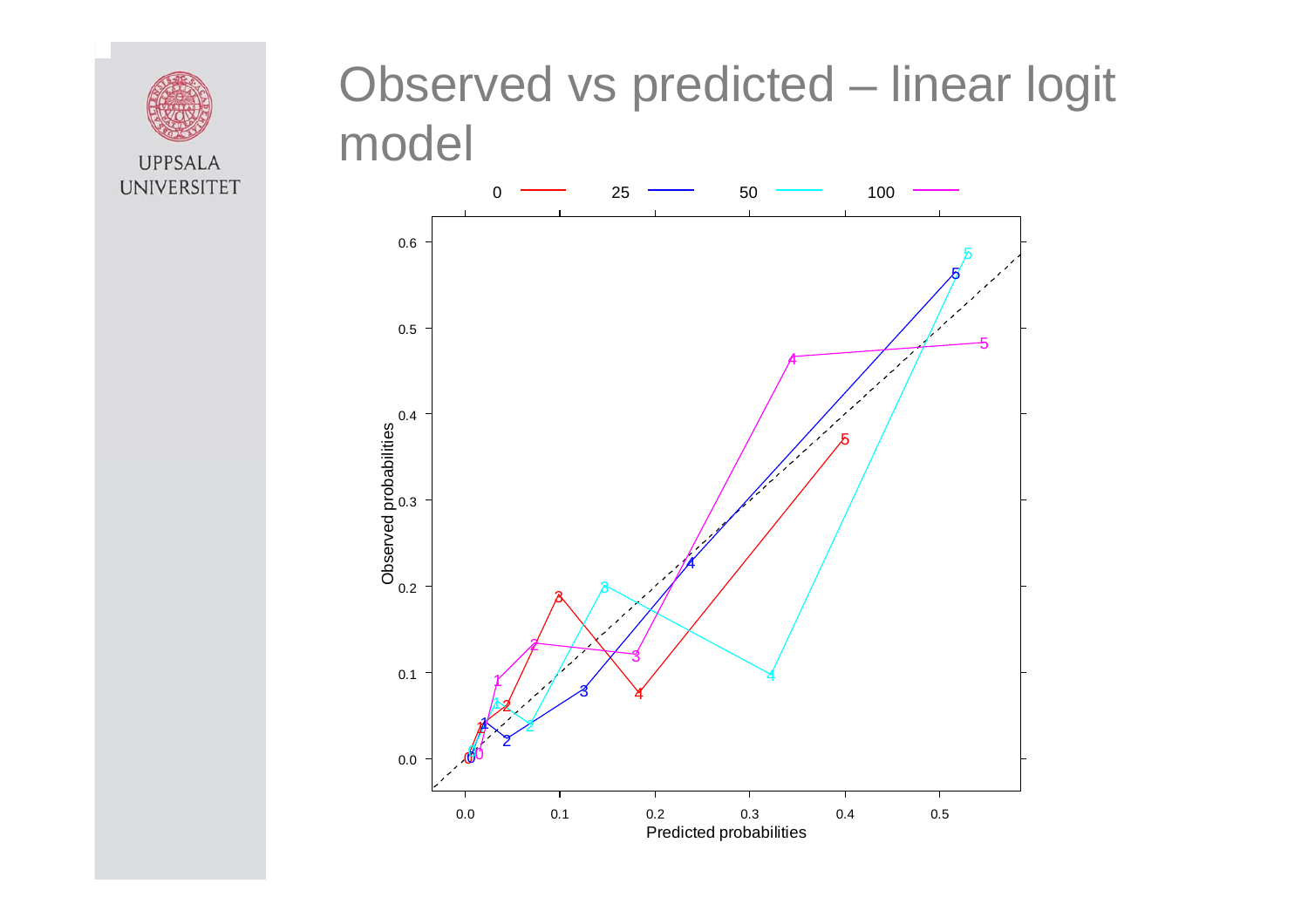# Observed vs predicted – linear logit model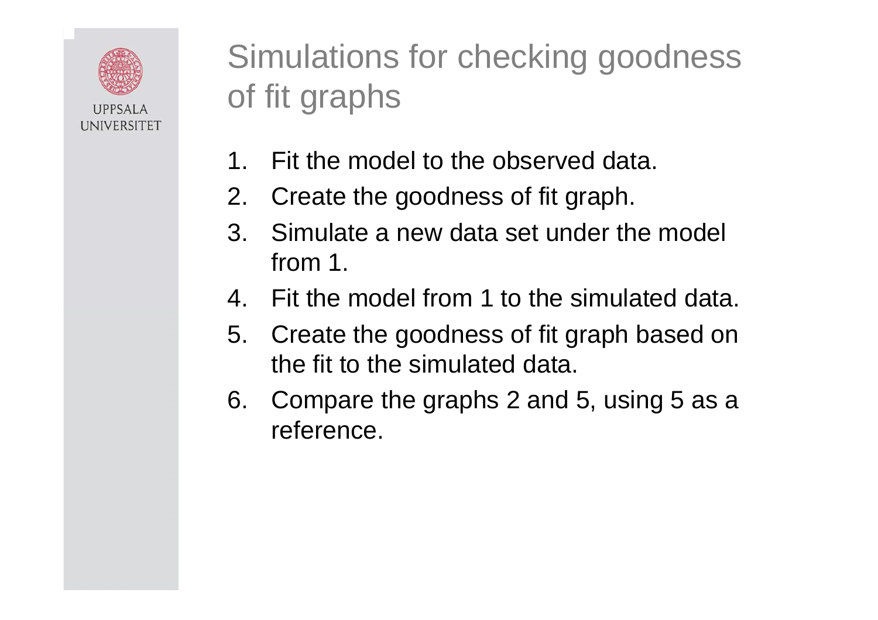# Simulations for checking goodness of fit graphs

1. Fit the model to the observed data.
2. Create the goodness of fit graph.
3. Simulate a new data set under the model from 1.
4. Fit the model from 1 to the simulated data.
5. Create the goodness of fit graph based on the fit to the simulated data.
6. Compare the graphs 2 and 5, using 5 as a reference.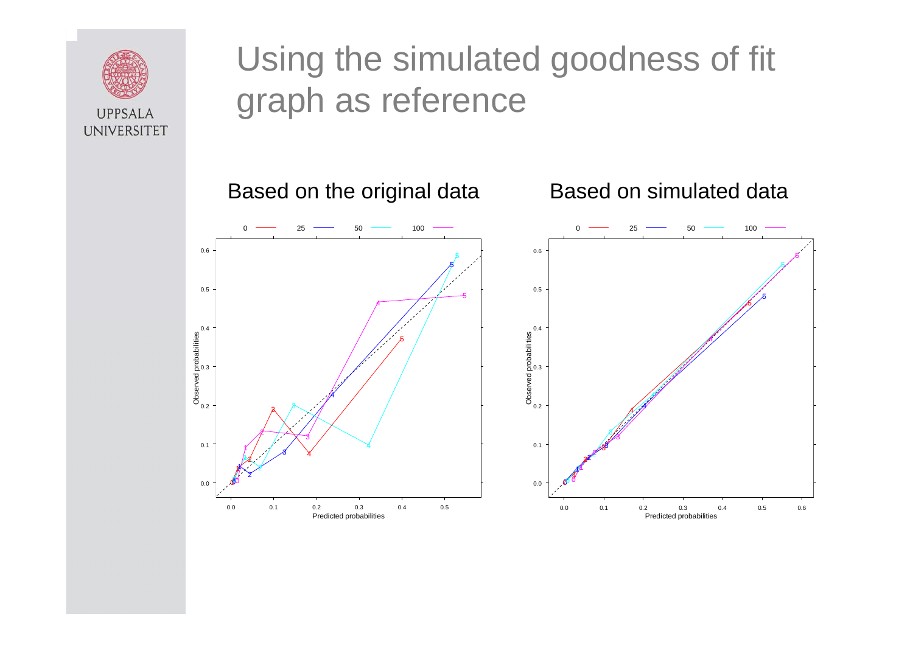# Using the simulated goodness of fit graph as reference

Based on the original data

Based on simulated data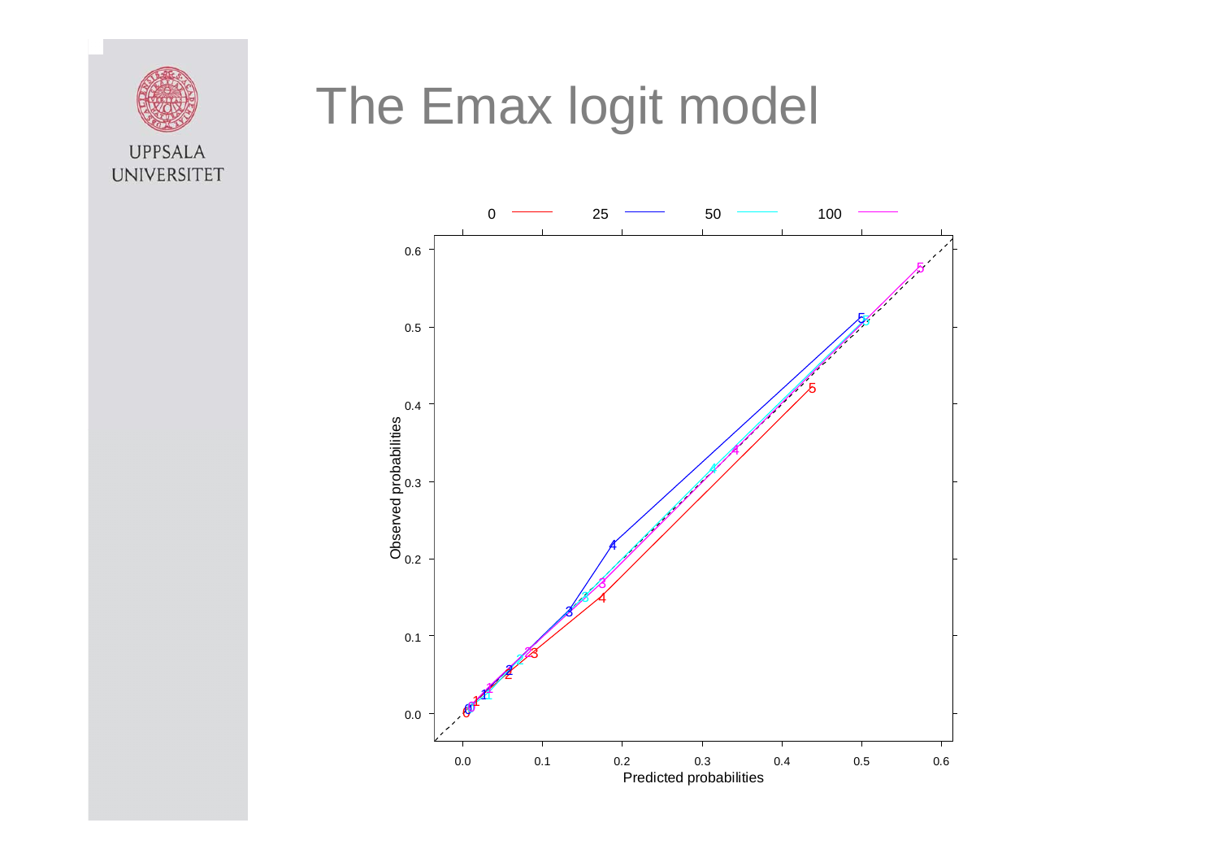# The Emax logit model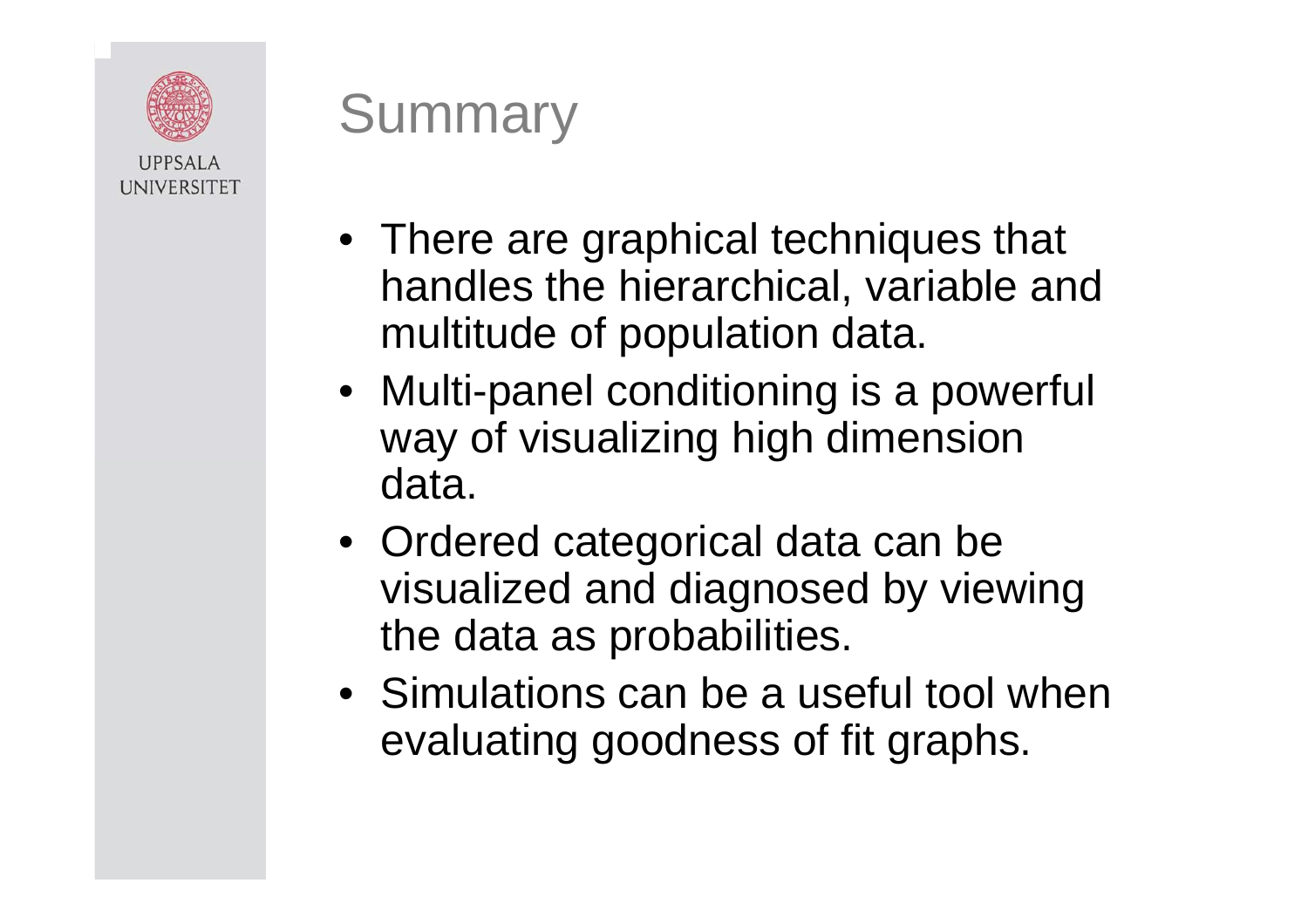# Summary

- There are graphical techniques that handles the hierarchical, variable and multitude of population data.
- Multi-panel conditioning is a powerful way of visualizing high dimension data.
- Ordered categorical data can be visualized and diagnosed by viewing the data as probabilities.
- Simulations can be a useful tool when evaluating goodness of fit graphs.